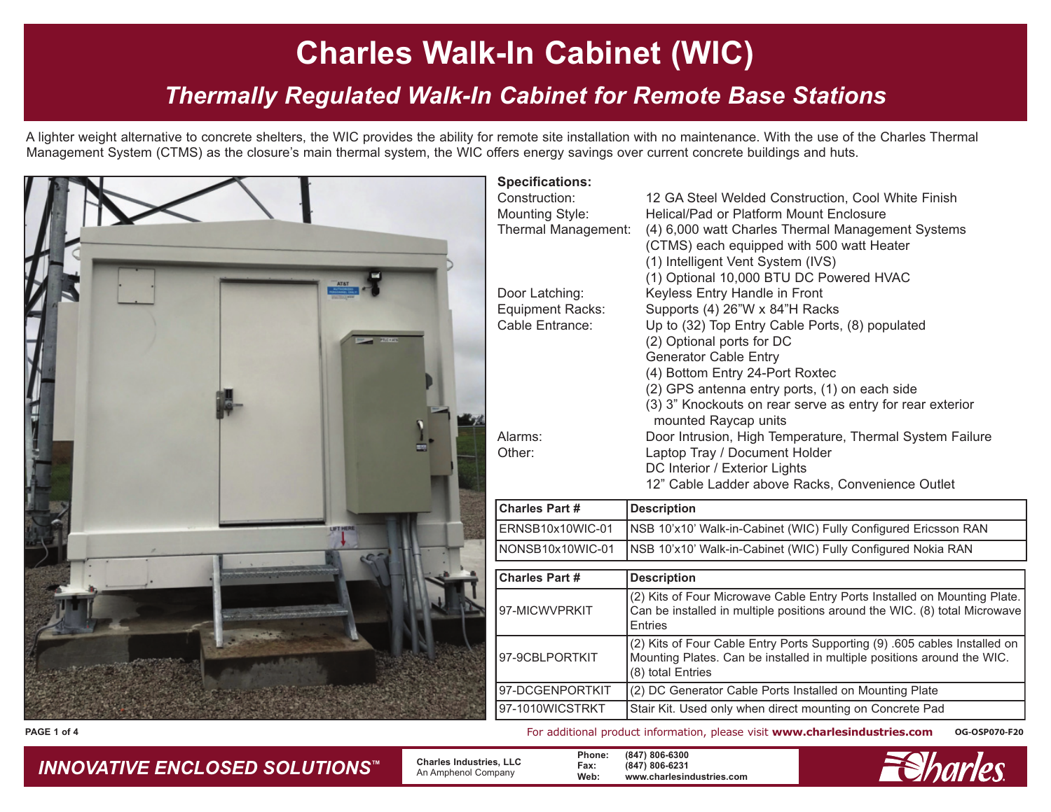# Charles Walk-In Cabinet (WIC)

## *Thermally Regulated Walk-In Cabinet for Remote Base Stations*

A lighter weight alternative to concrete shelters, the WIC provides the ability for remote site installation with no maintenance. With the use of the Charles Thermal Management System (CTMS) as the closure's main thermal system, the WIC offers energy savings over current concrete buildings and huts.

**Specifications:**

| | |
|---|---|
| Construction: | 12 GA Steel Welded Construction, Cool White Finish |
| Mounting Style: | Helical/Pad or Platform Mount Enclosure |
| Thermal Management: | (4) 6,000 watt Charles Thermal Management Systems (CTMS) each equipped with 500 watt Heater<br>(1) Intelligent Vent System (IVS)<br>(1) Optional 10,000 BTU DC Powered HVAC |
| Door Latching: | Keyless Entry Handle in Front |
| Equipment Racks: | Supports (4) 26"W x 84"H Racks |
| Cable Entrance: | Up to (32) Top Entry Cable Ports, (8) populated<br>(2) Optional ports for DC Generator Cable Entry<br>(4) Bottom Entry 24-Port Roxtec<br>(2) GPS antenna entry ports, (1) on each side<br>(3) 3" Knockouts on rear serve as entry for rear exterior mounted Raycap units |
| Alarms: | Door Intrusion, High Temperature, Thermal System Failure |
| Other: | Laptop Tray / Document Holder<br>DC Interior / Exterior Lights<br>12" Cable Ladder above Racks, Convenience Outlet |

| Charles Part # | Description |
|---|---|
| ERNSB10x10WIC-01 | NSB 10'x10' Walk-in-Cabinet (WIC) Fully Configured Ericsson RAN |
| NONSB10x10WIC-01 | NSB 10'x10' Walk-in-Cabinet (WIC) Fully Configured Nokia RAN |

| Charles Part # | Description |
|---|---|
| 97-MICWVPRKIT | (2) Kits of Four Microwave Cable Entry Ports Installed on Mounting Plate. Can be installed in multiple positions around the WIC. (8) total Microwave Entries |
| 97-9CBLPORTKIT | (2) Kits of Four Cable Entry Ports Supporting (9) .605 cables Installed on Mounting Plates. Can be installed in multiple positions around the WIC. (8) total Entries |
| 97-DCGENPORTKIT | (2) DC Generator Cable Ports Installed on Mounting Plate |
| 97-1010WICSTRKT | Stair Kit. Used only when direct mounting on Concrete Pad |

For additional product information, please visit **www.charlesindustries.com**

*INNOVATIVE ENCLOSED SOLUTIONS*™

**Charles Industries, LLC**
An Amphenol Company

**Phone:** (847) 806-6300
**Fax:** (847) 806-6231
**Web:** www.charlesindustries.com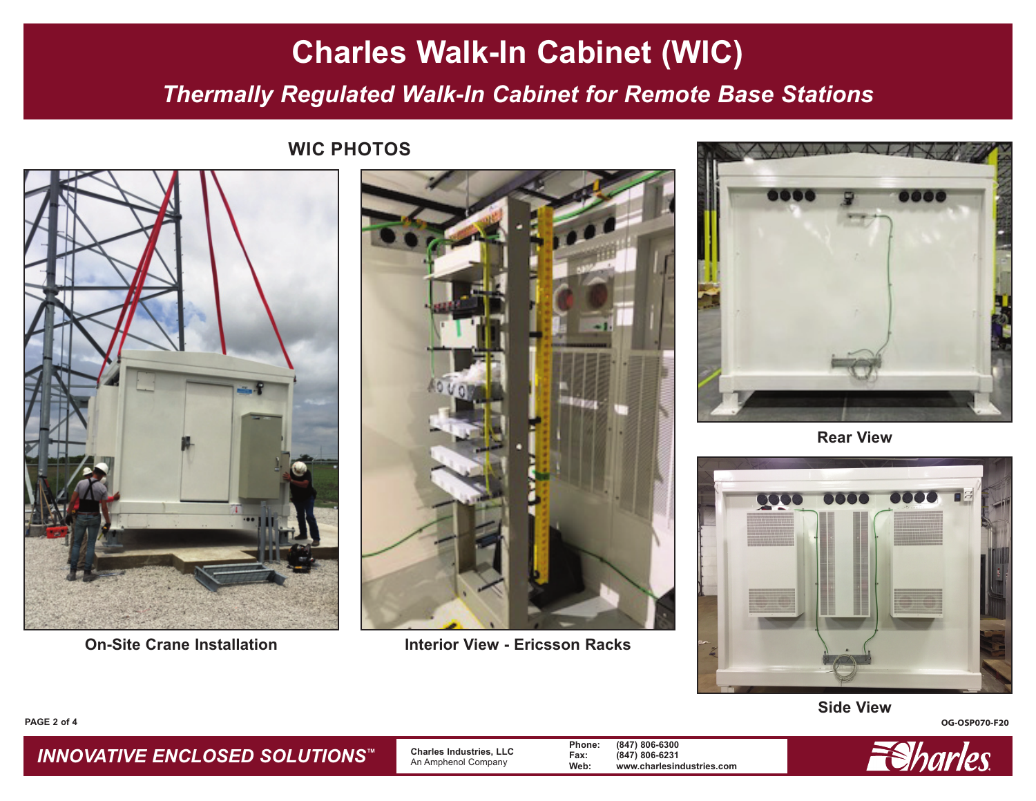# Charles Walk-In Cabinet (WIC)

## *Thermally Regulated Walk-In Cabinet for Remote Base Stations*

### WIC PHOTOS

On-Site Crane Installation

Interior View - Ericsson Racks

Rear View

Side View

OG-OSP070-F20

*INNOVATIVE ENCLOSED SOLUTIONS™*

**Charles Industries, LLC**
An Amphenol Company

**Phone:** (847) 806-6300
**Fax:** (847) 806-6231
**Web:** www.charlesindustries.com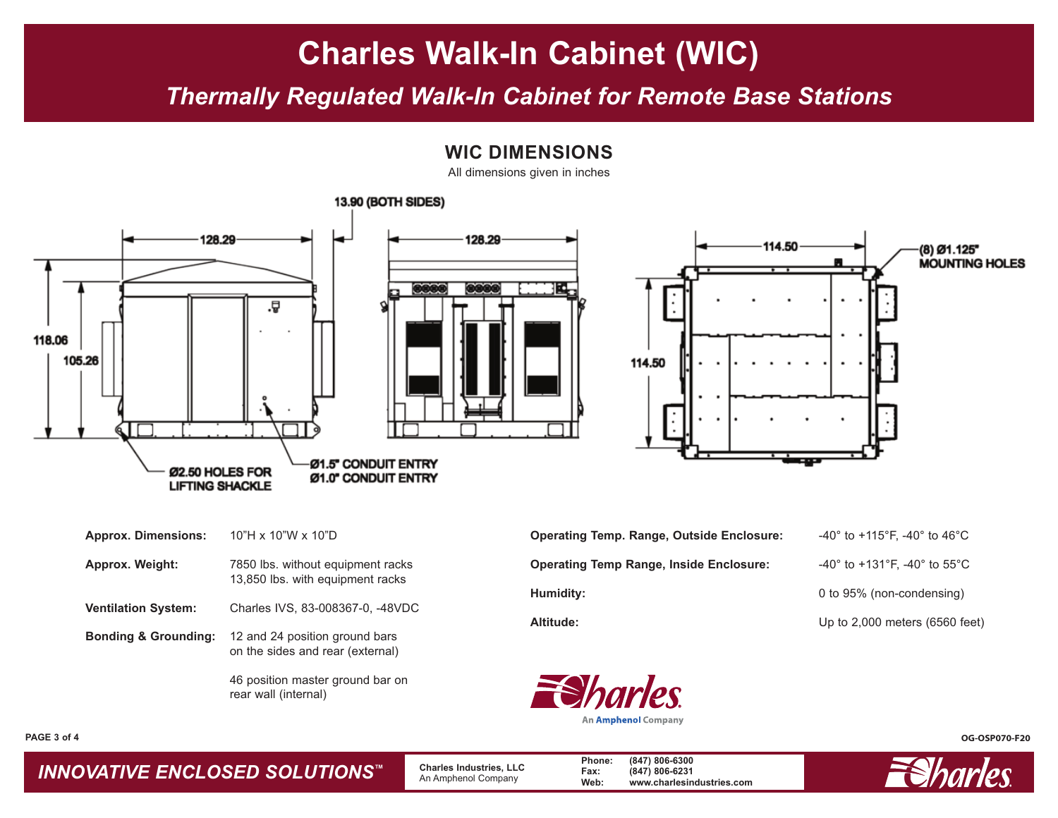# Charles Walk-In Cabinet (WIC)

## *Thermally Regulated Walk-In Cabinet for Remote Base Stations*

### WIC DIMENSIONS

All dimensions given in inches

13.90 (BOTH SIDES)

128.29

128.29

114.50

(8) Ø1.125" MOUNTING HOLES

118.06

105.26

114.50

Ø2.50 HOLES FOR LIFTING SHACKLE

Ø1.5" CONDUIT ENTRY
Ø1.0" CONDUIT ENTRY

| | |
|---|---|
| **Approx. Dimensions:** | 10"H x 10"W x 10"D |
| **Approx. Weight:** | 7850 lbs. without equipment racks<br>13,850 lbs. with equipment racks |
| **Ventilation System:** | Charles IVS, 83-008367-0, -48VDC |
| **Bonding & Grounding:** | 12 and 24 position ground bars on the sides and rear (external)<br><br>46 position master ground bar on rear wall (internal) |

| | |
|---|---|
| **Operating Temp. Range, Outside Enclosure:** | -40° to +115°F, -40° to 46°C |
| **Operating Temp Range, Inside Enclosure:** | -40° to +131°F, -40° to 55°C |
| **Humidity:** | 0 to 95% (non-condensing) |
| **Altitude:** | Up to 2,000 meters (6560 feet) |

Charles
An Amphenol Company

OG-OSP070-F20

*INNOVATIVE ENCLOSED SOLUTIONS™*

Charles Industries, LLC
An Amphenol Company

Phone: (847) 806-6300
Fax: (847) 806-6231
Web: www.charlesindustries.com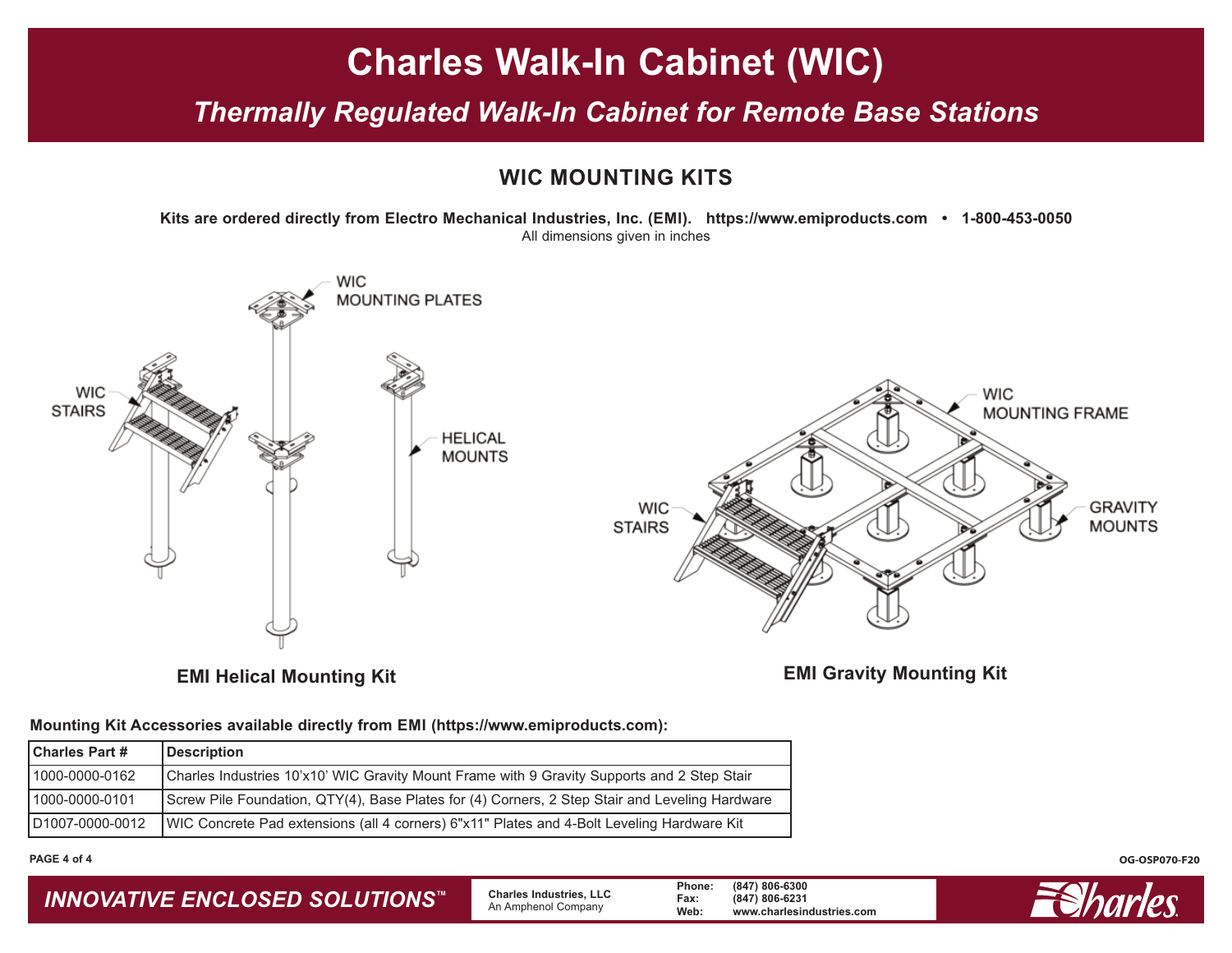# Charles Walk-In Cabinet (WIC)

*Thermally Regulated Walk-In Cabinet for Remote Base Stations*

## WIC MOUNTING KITS

**Kits are ordered directly from Electro Mechanical Industries, Inc. (EMI). https://www.emiproducts.com • 1-800-453-0050**

All dimensions given in inches

WIC STAIRS

WIC MOUNTING PLATES

HELICAL MOUNTS

**EMI Helical Mounting Kit**

WIC MOUNTING FRAME

WIC STAIRS

GRAVITY MOUNTS

**EMI Gravity Mounting Kit**

**Mounting Kit Accessories available directly from EMI (https://www.emiproducts.com):**

| Charles Part # | Description |
|---|---|
| 1000-0000-0162 | Charles Industries 10'x10' WIC Gravity Mount Frame with 9 Gravity Supports and 2 Step Stair |
| 1000-0000-0101 | Screw Pile Foundation, QTY(4), Base Plates for (4) Corners, 2 Step Stair and Leveling Hardware |
| D1007-0000-0012 | WIC Concrete Pad extensions (all 4 corners) 6"x11" Plates and 4-Bolt Leveling Hardware Kit |

OG-OSP070-F20

*INNOVATIVE ENCLOSED SOLUTIONS™*

**Charles Industries, LLC**
An Amphenol Company

**Phone:** (847) 806-6300
**Fax:** (847) 806-6231
**Web:** www.charlesindustries.com